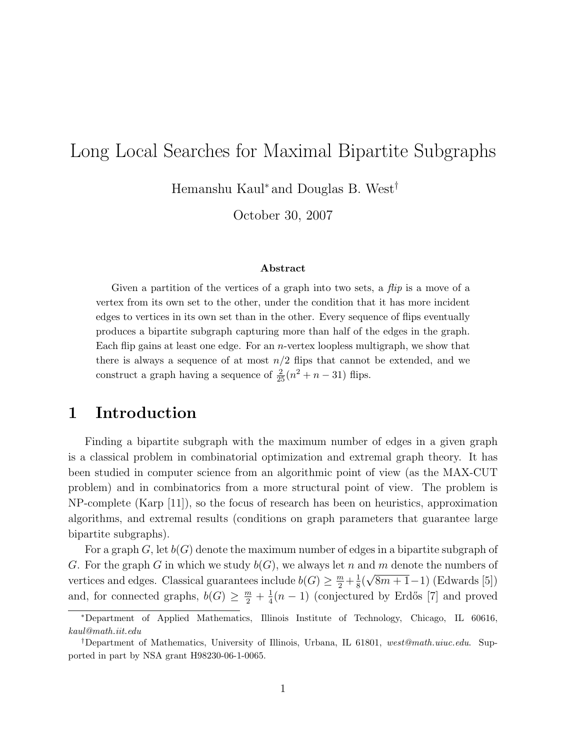# Long Local Searches for Maximal Bipartite Subgraphs

Hemanshu Kaul* and Douglas B. West†

October 30, 2007

### Abstract

Given a partition of the vertices of a graph into two sets, a *flip* is a move of a vertex from its own set to the other, under the condition that it has more incident edges to vertices in its own set than in the other. Every sequence of flips eventually produces a bipartite subgraph capturing more than half of the edges in the graph. Each flip gains at least one edge. For an $n$-vertex loopless multigraph, we show that there is always a sequence of at most $n/2$ flips that cannot be extended, and we construct a graph having a sequence of $\frac{2}{25}(n^2 + n - 31)$ flips.

## 1 Introduction

Finding a bipartite subgraph with the maximum number of edges in a given graph is a classical problem in combinatorial optimization and extremal graph theory. It has been studied in computer science from an algorithmic point of view (as the MAX-CUT problem) and in combinatorics from a more structural point of view. The problem is NP-complete (Karp [11]), so the focus of research has been on heuristics, approximation algorithms, and extremal results (conditions on graph parameters that guarantee large bipartite subgraphs).

For a graph $G$, let $b(G)$ denote the maximum number of edges in a bipartite subgraph of $G$. For the graph $G$ in which we study $b(G)$, we always let $n$ and $m$ denote the numbers of vertices and edges. Classical guarantees include $b(G) \geq \frac{m}{2} + \frac{1}{8}(\sqrt{8m+1} - 1)$ (Edwards [5]) and, for connected graphs, $b(G) \geq \frac{m}{2} + \frac{1}{4}(n-1)$ (conjectured by Erdős [7] and proved

---

*Department of Applied Mathematics, Illinois Institute of Technology, Chicago, IL 60616, *kaul@math.iit.edu*

†Department of Mathematics, University of Illinois, Urbana, IL 61801, *west@math.uiuc.edu*. Supported in part by NSA grant H98230-06-1-0065.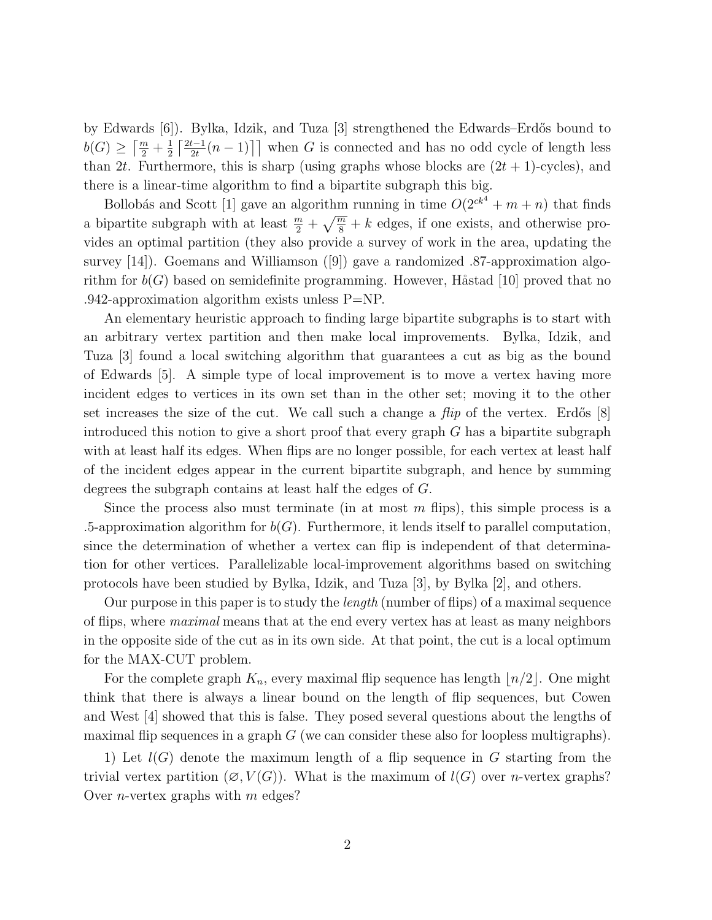by Edwards [6]). Bylka, Idzik, and Tuza [3] strengthened the Edwards–Erdős bound to $b(G) \geq \left\lceil \frac{m}{2} + \frac{1}{2}\left\lceil \frac{2t-1}{2t}(n-1) \right\rceil \right\rceil$ when $G$ is connected and has no odd cycle of length less than $2t$. Furthermore, this is sharp (using graphs whose blocks are $(2t+1)$-cycles), and there is a linear-time algorithm to find a bipartite subgraph this big.

Bollobás and Scott [1] gave an algorithm running in time $O(2^{ck^4} + m + n)$ that finds a bipartite subgraph with at least $\frac{m}{2} + \sqrt{\frac{m}{8}} + k$ edges, if one exists, and otherwise provides an optimal partition (they also provide a survey of work in the area, updating the survey [14]). Goemans and Williamson ([9]) gave a randomized .87-approximation algorithm for $b(G)$ based on semidefinite programming. However, Håstad [10] proved that no .942-approximation algorithm exists unless P=NP.

An elementary heuristic approach to finding large bipartite subgraphs is to start with an arbitrary vertex partition and then make local improvements. Bylka, Idzik, and Tuza [3] found a local switching algorithm that guarantees a cut as big as the bound of Edwards [5]. A simple type of local improvement is to move a vertex having more incident edges to vertices in its own set than in the other set; moving it to the other set increases the size of the cut. We call such a change a *flip* of the vertex. Erdős [8] introduced this notion to give a short proof that every graph $G$ has a bipartite subgraph with at least half its edges. When flips are no longer possible, for each vertex at least half of the incident edges appear in the current bipartite subgraph, and hence by summing degrees the subgraph contains at least half the edges of $G$.

Since the process also must terminate (in at most $m$ flips), this simple process is a .5-approximation algorithm for $b(G)$. Furthermore, it lends itself to parallel computation, since the determination of whether a vertex can flip is independent of that determination for other vertices. Parallelizable local-improvement algorithms based on switching protocols have been studied by Bylka, Idzik, and Tuza [3], by Bylka [2], and others.

Our purpose in this paper is to study the *length* (number of flips) of a maximal sequence of flips, where *maximal* means that at the end every vertex has at least as many neighbors in the opposite side of the cut as in its own side. At that point, the cut is a local optimum for the MAX-CUT problem.

For the complete graph $K_n$, every maximal flip sequence has length $\lfloor n/2 \rfloor$. One might think that there is always a linear bound on the length of flip sequences, but Cowen and West [4] showed that this is false. They posed several questions about the lengths of maximal flip sequences in a graph $G$ (we can consider these also for loopless multigraphs).

1) Let $l(G)$ denote the maximum length of a flip sequence in $G$ starting from the trivial vertex partition $(\varnothing, V(G))$. What is the maximum of $l(G)$ over $n$-vertex graphs? Over $n$-vertex graphs with $m$ edges?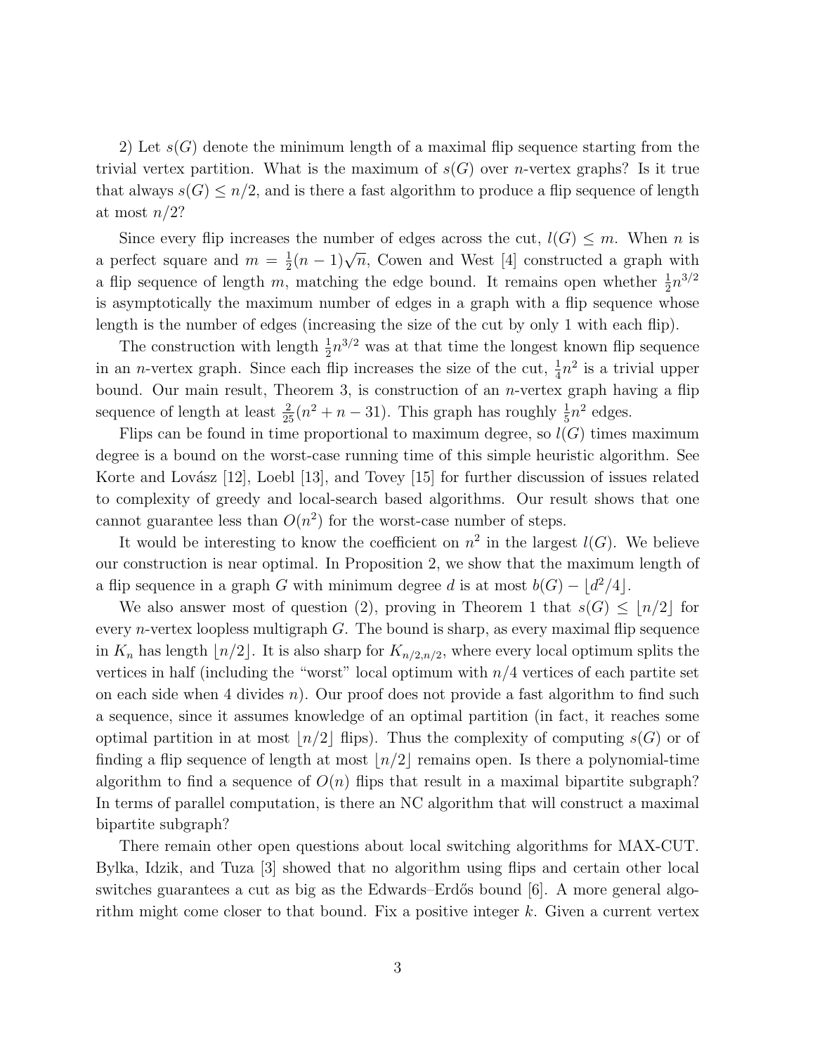2) Let $s(G)$ denote the minimum length of a maximal flip sequence starting from the trivial vertex partition. What is the maximum of $s(G)$ over $n$-vertex graphs? Is it true that always $s(G) \le n/2$, and is there a fast algorithm to produce a flip sequence of length at most $n/2$?

Since every flip increases the number of edges across the cut, $l(G) \le m$. When $n$ is a perfect square and $m = \frac{1}{2}(n-1)\sqrt{n}$, Cowen and West [4] constructed a graph with a flip sequence of length $m$, matching the edge bound. It remains open whether $\frac{1}{2}n^{3/2}$ is asymptotically the maximum number of edges in a graph with a flip sequence whose length is the number of edges (increasing the size of the cut by only 1 with each flip).

The construction with length $\frac{1}{2}n^{3/2}$ was at that time the longest known flip sequence in an $n$-vertex graph. Since each flip increases the size of the cut, $\frac{1}{4}n^2$ is a trivial upper bound. Our main result, Theorem 3, is construction of an $n$-vertex graph having a flip sequence of length at least $\frac{2}{25}(n^2+n-31)$. This graph has roughly $\frac{1}{5}n^2$ edges.

Flips can be found in time proportional to maximum degree, so $l(G)$ times maximum degree is a bound on the worst-case running time of this simple heuristic algorithm. See Korte and Lovász [12], Loebl [13], and Tovey [15] for further discussion of issues related to complexity of greedy and local-search based algorithms. Our result shows that one cannot guarantee less than $O(n^2)$ for the worst-case number of steps.

It would be interesting to know the coefficient on $n^2$ in the largest $l(G)$. We believe our construction is near optimal. In Proposition 2, we show that the maximum length of a flip sequence in a graph $G$ with minimum degree $d$ is at most $b(G) - \lfloor d^2/4 \rfloor$.

We also answer most of question (2), proving in Theorem 1 that $s(G) \le \lfloor n/2 \rfloor$ for every $n$-vertex loopless multigraph $G$. The bound is sharp, as every maximal flip sequence in $K_n$ has length $\lfloor n/2 \rfloor$. It is also sharp for $K_{n/2,n/2}$, where every local optimum splits the vertices in half (including the "worst" local optimum with $n/4$ vertices of each partite set on each side when 4 divides $n$). Our proof does not provide a fast algorithm to find such a sequence, since it assumes knowledge of an optimal partition (in fact, it reaches some optimal partition in at most $\lfloor n/2 \rfloor$ flips). Thus the complexity of computing $s(G)$ or of finding a flip sequence of length at most $\lfloor n/2 \rfloor$ remains open. Is there a polynomial-time algorithm to find a sequence of $O(n)$ flips that result in a maximal bipartite subgraph? In terms of parallel computation, is there an NC algorithm that will construct a maximal bipartite subgraph?

There remain other open questions about local switching algorithms for MAX-CUT. Bylka, Idzik, and Tuza [3] showed that no algorithm using flips and certain other local switches guarantees a cut as big as the Edwards–Erdős bound [6]. A more general algorithm might come closer to that bound. Fix a positive integer $k$. Given a current vertex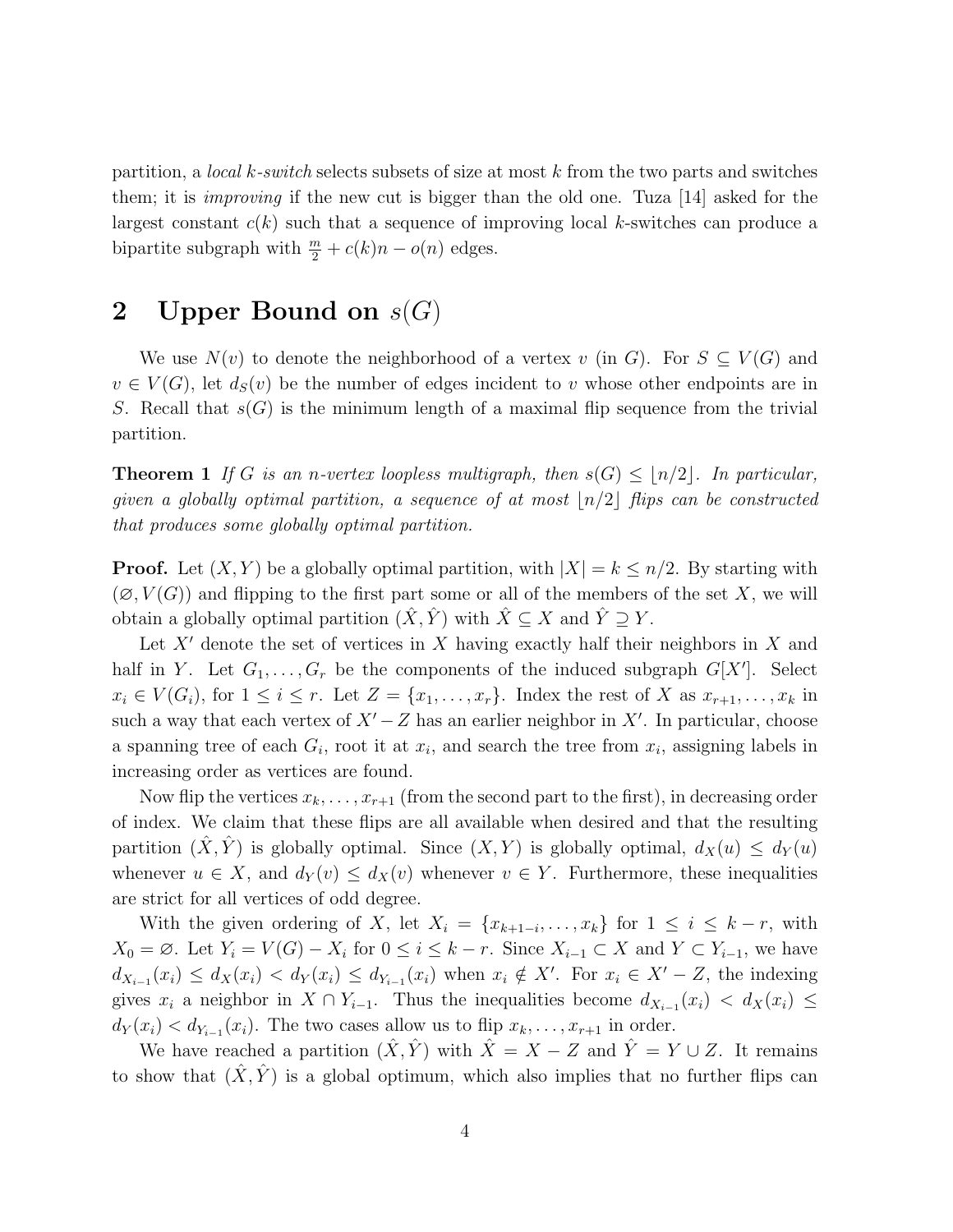partition, a *local k-switch* selects subsets of size at most $k$ from the two parts and switches them; it is *improving* if the new cut is bigger than the old one. Tuza [14] asked for the largest constant $c(k)$ such that a sequence of improving local $k$-switches can produce a bipartite subgraph with $\frac{m}{2} + c(k)n - o(n)$ edges.

## 2 Upper Bound on $s(G)$

We use $N(v)$ to denote the neighborhood of a vertex $v$ (in $G$). For $S \subseteq V(G)$ and $v \in V(G)$, let $d_S(v)$ be the number of edges incident to $v$ whose other endpoints are in $S$. Recall that $s(G)$ is the minimum length of a maximal flip sequence from the trivial partition.

**Theorem 1** *If $G$ is an $n$-vertex loopless multigraph, then $s(G) \leq \lfloor n/2 \rfloor$. In particular, given a globally optimal partition, a sequence of at most $\lfloor n/2 \rfloor$ flips can be constructed that produces some globally optimal partition.*

**Proof.** Let $(X, Y)$ be a globally optimal partition, with $|X| = k \leq n/2$. By starting with $(\varnothing, V(G))$ and flipping to the first part some or all of the members of the set $X$, we will obtain a globally optimal partition $(\hat{X}, \hat{Y})$ with $\hat{X} \subseteq X$ and $\hat{Y} \supseteq Y$.

Let $X'$ denote the set of vertices in $X$ having exactly half their neighbors in $X$ and half in $Y$. Let $G_1, \ldots, G_r$ be the components of the induced subgraph $G[X']$. Select $x_i \in V(G_i)$, for $1 \leq i \leq r$. Let $Z = \{x_1, \ldots, x_r\}$. Index the rest of $X$ as $x_{r+1}, \ldots, x_k$ in such a way that each vertex of $X' - Z$ has an earlier neighbor in $X'$. In particular, choose a spanning tree of each $G_i$, root it at $x_i$, and search the tree from $x_i$, assigning labels in increasing order as vertices are found.

Now flip the vertices $x_k, \ldots, x_{r+1}$ (from the second part to the first), in decreasing order of index. We claim that these flips are all available when desired and that the resulting partition $(\hat{X}, \hat{Y})$ is globally optimal. Since $(X, Y)$ is globally optimal, $d_X(u) \leq d_Y(u)$ whenever $u \in X$, and $d_Y(v) \leq d_X(v)$ whenever $v \in Y$. Furthermore, these inequalities are strict for all vertices of odd degree.

With the given ordering of $X$, let $X_i = \{x_{k+1-i}, \ldots, x_k\}$ for $1 \leq i \leq k - r$, with $X_0 = \varnothing$. Let $Y_i = V(G) - X_i$ for $0 \leq i \leq k - r$. Since $X_{i-1} \subset X$ and $Y \subset Y_{i-1}$, we have $d_{X_{i-1}}(x_i) \leq d_X(x_i) < d_Y(x_i) \leq d_{Y_{i-1}}(x_i)$ when $x_i \notin X'$. For $x_i \in X' - Z$, the indexing gives $x_i$ a neighbor in $X \cap Y_{i-1}$. Thus the inequalities become $d_{X_{i-1}}(x_i) < d_X(x_i) \leq d_Y(x_i) < d_{Y_{i-1}}(x_i)$. The two cases allow us to flip $x_k, \ldots, x_{r+1}$ in order.

We have reached a partition $(\hat{X}, \hat{Y})$ with $\hat{X} = X - Z$ and $\hat{Y} = Y \cup Z$. It remains to show that $(\hat{X}, \hat{Y})$ is a global optimum, which also implies that no further flips can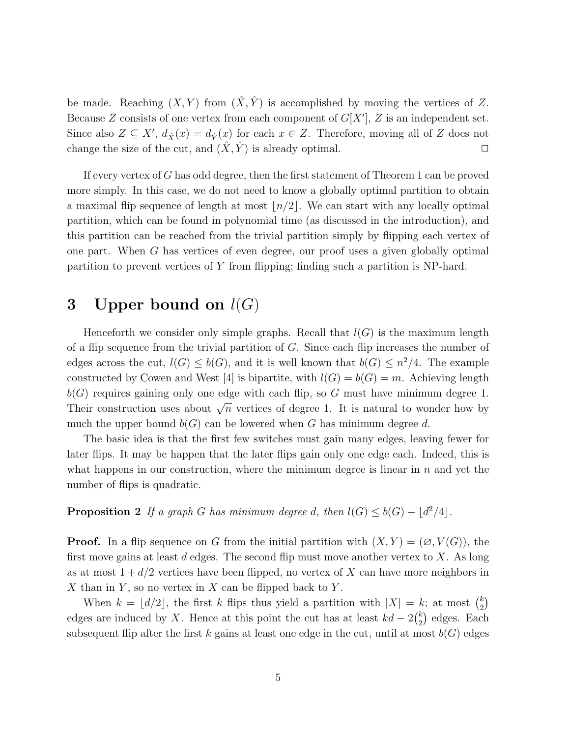be made. Reaching $(X, Y)$ from $(\hat{X}, \hat{Y})$ is accomplished by moving the vertices of $Z$. Because $Z$ consists of one vertex from each component of $G[X']$, $Z$ is an independent set. Since also $Z \subseteq X'$, $d_{\hat{X}}(x) = d_{\hat{Y}}(x)$ for each $x \in Z$. Therefore, moving all of $Z$ does not change the size of the cut, and $(\hat{X}, \hat{Y})$ is already optimal. $\square$

If every vertex of $G$ has odd degree, then the first statement of Theorem 1 can be proved more simply. In this case, we do not need to know a globally optimal partition to obtain a maximal flip sequence of length at most $\lfloor n/2 \rfloor$. We can start with any locally optimal partition, which can be found in polynomial time (as discussed in the introduction), and this partition can be reached from the trivial partition simply by flipping each vertex of one part. When $G$ has vertices of even degree, our proof uses a given globally optimal partition to prevent vertices of $Y$ from flipping; finding such a partition is NP-hard.

# 3 Upper bound on $l(G)$

Henceforth we consider only simple graphs. Recall that $l(G)$ is the maximum length of a flip sequence from the trivial partition of $G$. Since each flip increases the number of edges across the cut, $l(G) \le b(G)$, and it is well known that $b(G) \le n^2/4$. The example constructed by Cowen and West [4] is bipartite, with $l(G) = b(G) = m$. Achieving length $b(G)$ requires gaining only one edge with each flip, so $G$ must have minimum degree 1. Their construction uses about $\sqrt{n}$ vertices of degree 1. It is natural to wonder how by much the upper bound $b(G)$ can be lowered when $G$ has minimum degree $d$.

The basic idea is that the first few switches must gain many edges, leaving fewer for later flips. It may be happen that the later flips gain only one edge each. Indeed, this is what happens in our construction, where the minimum degree is linear in $n$ and yet the number of flips is quadratic.

**Proposition 2** *If a graph $G$ has minimum degree $d$, then $l(G) \le b(G) - \lfloor d^2/4 \rfloor$.*

**Proof.** In a flip sequence on $G$ from the initial partition with $(X, Y) = (\varnothing, V(G))$, the first move gains at least $d$ edges. The second flip must move another vertex to $X$. As long as at most $1 + d/2$ vertices have been flipped, no vertex of $X$ can have more neighbors in $X$ than in $Y$, so no vertex in $X$ can be flipped back to $Y$.

When $k = \lfloor d/2 \rfloor$, the first $k$ flips thus yield a partition with $|X| = k$; at most $\binom{k}{2}$ edges are induced by $X$. Hence at this point the cut has at least $kd - 2\binom{k}{2}$ edges. Each subsequent flip after the first $k$ gains at least one edge in the cut, until at most $b(G)$ edges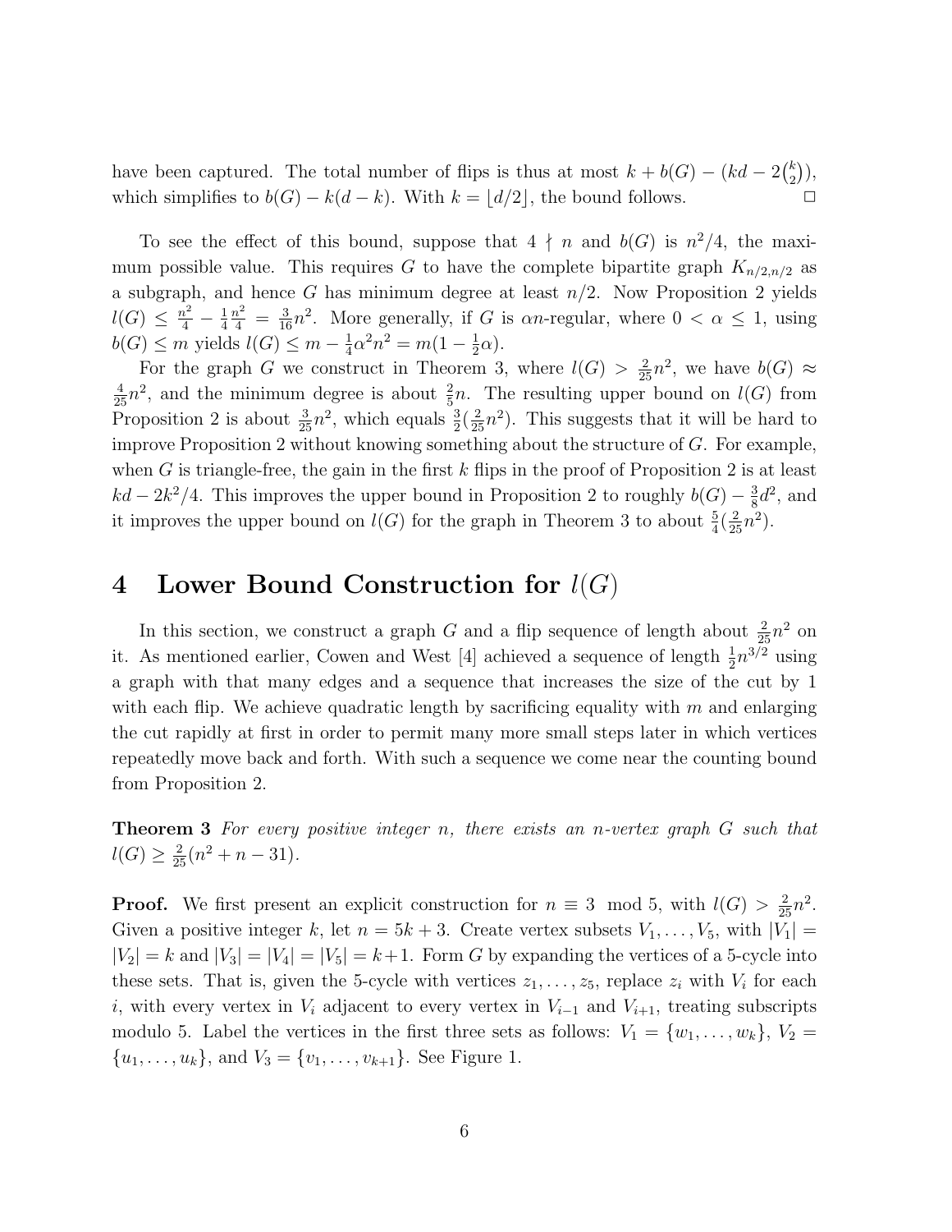have been captured. The total number of flips is thus at most $k + b(G) - (kd - 2\binom{k}{2})$, which simplifies to $b(G) - k(d-k)$. With $k = \lfloor d/2 \rfloor$, the bound follows. $\square$

To see the effect of this bound, suppose that $4 \nmid n$ and $b(G)$ is $n^2/4$, the maximum possible value. This requires $G$ to have the complete bipartite graph $K_{n/2,n/2}$ as a subgraph, and hence $G$ has minimum degree at least $n/2$. Now Proposition 2 yields $l(G) \leq \frac{n^2}{4} - \frac{1}{4}\frac{n^2}{4} = \frac{3}{16}n^2$. More generally, if $G$ is $\alpha n$-regular, where $0 < \alpha \leq 1$, using $b(G) \leq m$ yields $l(G) \leq m - \frac{1}{4}\alpha^2 n^2 = m(1 - \frac{1}{2}\alpha)$.

For the graph $G$ we construct in Theorem 3, where $l(G) > \frac{2}{25}n^2$, we have $b(G) \approx \frac{4}{25}n^2$, and the minimum degree is about $\frac{2}{5}n$. The resulting upper bound on $l(G)$ from Proposition 2 is about $\frac{3}{25}n^2$, which equals $\frac{3}{2}(\frac{2}{25}n^2)$. This suggests that it will be hard to improve Proposition 2 without knowing something about the structure of $G$. For example, when $G$ is triangle-free, the gain in the first $k$ flips in the proof of Proposition 2 is at least $kd - 2k^2/4$. This improves the upper bound in Proposition 2 to roughly $b(G) - \frac{3}{8}d^2$, and it improves the upper bound on $l(G)$ for the graph in Theorem 3 to about $\frac{5}{4}(\frac{2}{25}n^2)$.

# 4 Lower Bound Construction for $l(G)$

In this section, we construct a graph $G$ and a flip sequence of length about $\frac{2}{25}n^2$ on it. As mentioned earlier, Cowen and West [4] achieved a sequence of length $\frac{1}{2}n^{3/2}$ using a graph with that many edges and a sequence that increases the size of the cut by 1 with each flip. We achieve quadratic length by sacrificing equality with $m$ and enlarging the cut rapidly at first in order to permit many more small steps later in which vertices repeatedly move back and forth. With such a sequence we come near the counting bound from Proposition 2.

**Theorem 3** *For every positive integer $n$, there exists an $n$-vertex graph $G$ such that $l(G) \geq \frac{2}{25}(n^2 + n - 31)$.*

**Proof.** We first present an explicit construction for $n \equiv 3 \mod 5$, with $l(G) > \frac{2}{25}n^2$. Given a positive integer $k$, let $n = 5k + 3$. Create vertex subsets $V_1, \ldots, V_5$, with $|V_1| = |V_2| = k$ and $|V_3| = |V_4| = |V_5| = k+1$. Form $G$ by expanding the vertices of a 5-cycle into these sets. That is, given the 5-cycle with vertices $z_1, \ldots, z_5$, replace $z_i$ with $V_i$ for each $i$, with every vertex in $V_i$ adjacent to every vertex in $V_{i-1}$ and $V_{i+1}$, treating subscripts modulo 5. Label the vertices in the first three sets as follows: $V_1 = \{w_1, \ldots, w_k\}$, $V_2 = \{u_1, \ldots, u_k\}$, and $V_3 = \{v_1, \ldots, v_{k+1}\}$. See Figure 1.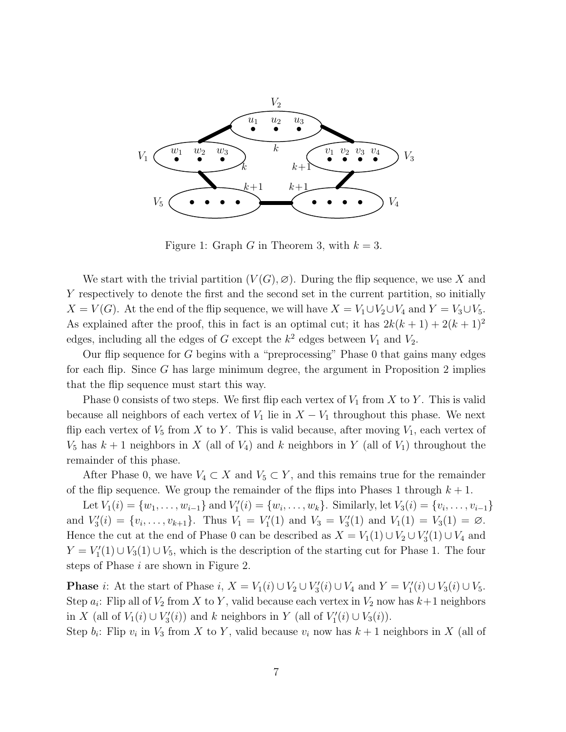Figure 1: Graph $G$ in Theorem 3, with $k = 3$.

We start with the trivial partition $(V(G), \varnothing)$. During the flip sequence, we use $X$ and $Y$ respectively to denote the first and the second set in the current partition, so initially $X = V(G)$. At the end of the flip sequence, we will have $X = V_1 \cup V_2 \cup V_4$ and $Y = V_3 \cup V_5$. As explained after the proof, this in fact is an optimal cut; it has $2k(k+1) + 2(k+1)^2$ edges, including all the edges of $G$ except the $k^2$ edges between $V_1$ and $V_2$.

Our flip sequence for $G$ begins with a "preprocessing" Phase 0 that gains many edges for each flip. Since $G$ has large minimum degree, the argument in Proposition 2 implies that the flip sequence must start this way.

Phase 0 consists of two steps. We first flip each vertex of $V_1$ from $X$ to $Y$. This is valid because all neighbors of each vertex of $V_1$ lie in $X - V_1$ throughout this phase. We next flip each vertex of $V_5$ from $X$ to $Y$. This is valid because, after moving $V_1$, each vertex of $V_5$ has $k+1$ neighbors in $X$ (all of $V_4$) and $k$ neighbors in $Y$ (all of $V_1$) throughout the remainder of this phase.

After Phase 0, we have $V_4 \subset X$ and $V_5 \subset Y$, and this remains true for the remainder of the flip sequence. We group the remainder of the flips into Phases 1 through $k+1$.

Let $V_1(i) = \{w_1, \ldots, w_{i-1}\}$ and $V_1'(i) = \{w_i, \ldots, w_k\}$. Similarly, let $V_3(i) = \{v_1, \ldots, v_{i-1}\}$ and $V_3'(i) = \{v_i, \ldots, v_{k+1}\}$. Thus $V_1 = V_1'(1)$ and $V_3 = V_3'(1)$ and $V_1(1) = V_3(1) = \varnothing$. Hence the cut at the end of Phase 0 can be described as $X = V_1(1) \cup V_2 \cup V_3'(1) \cup V_4$ and $Y = V_1'(1) \cup V_3(1) \cup V_5$, which is the description of the starting cut for Phase 1. The four steps of Phase $i$ are shown in Figure 2.

**Phase** $i$: At the start of Phase $i$, $X = V_1(i) \cup V_2 \cup V_3'(i) \cup V_4$ and $Y = V_1'(i) \cup V_3(i) \cup V_5$.
Step $a_i$: Flip all of $V_2$ from $X$ to $Y$, valid because each vertex in $V_2$ now has $k+1$ neighbors in $X$ (all of $V_1(i) \cup V_3'(i)$) and $k$ neighbors in $Y$ (all of $V_1'(i) \cup V_3(i)$).
Step $b_i$: Flip $v_i$ in $V_3$ from $X$ to $Y$, valid because $v_i$ now has $k+1$ neighbors in $X$ (all of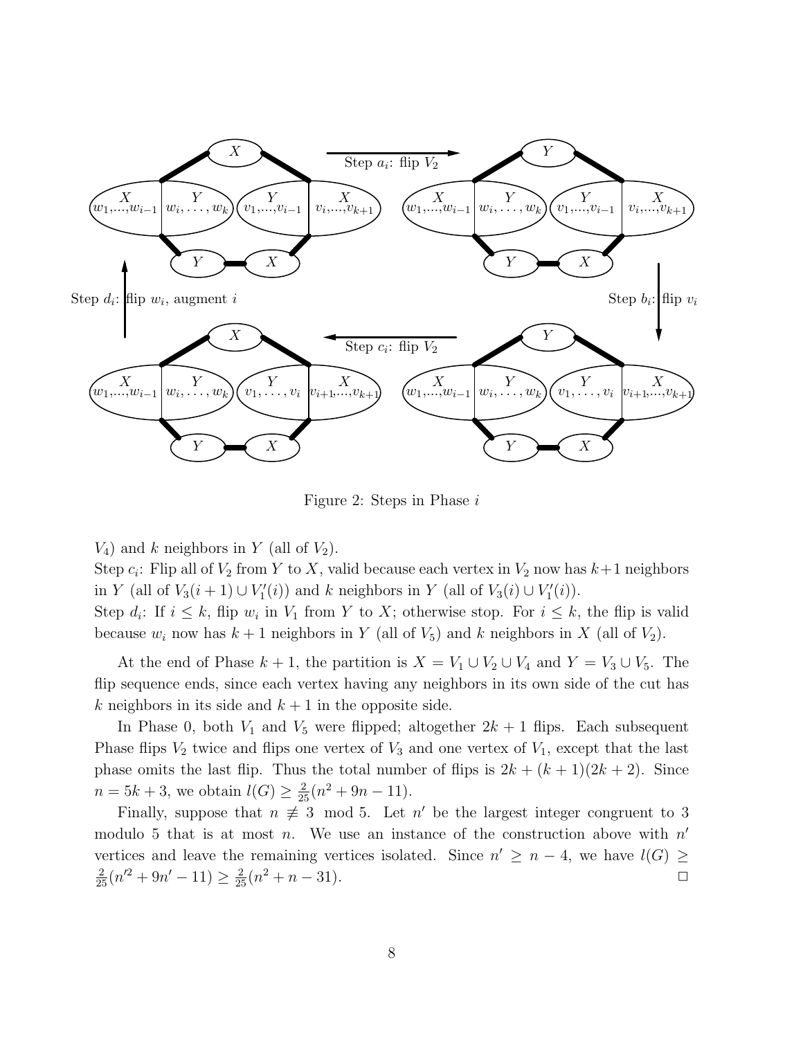Figure 2: Steps in Phase $i$

$V_4$) and $k$ neighbors in $Y$ (all of $V_2$).
Step $c_i$: Flip all of $V_2$ from $Y$ to $X$, valid because each vertex in $V_2$ now has $k+1$ neighbors in $Y$ (all of $V_3(i+1) \cup V_1'(i)$) and $k$ neighbors in $Y$ (all of $V_3(i) \cup V_1'(i)$).
Step $d_i$: If $i \leq k$, flip $w_i$ in $V_1$ from $Y$ to $X$; otherwise stop. For $i \leq k$, the flip is valid because $w_i$ now has $k+1$ neighbors in $Y$ (all of $V_5$) and $k$ neighbors in $X$ (all of $V_2$).

At the end of Phase $k+1$, the partition is $X = V_1 \cup V_2 \cup V_4$ and $Y = V_3 \cup V_5$. The flip sequence ends, since each vertex having any neighbors in its own side of the cut has $k$ neighbors in its side and $k+1$ in the opposite side.

In Phase 0, both $V_1$ and $V_5$ were flipped; altogether $2k+1$ flips. Each subsequent Phase flips $V_2$ twice and flips one vertex of $V_3$ and one vertex of $V_1$, except that the last phase omits the last flip. Thus the total number of flips is $2k + (k+1)(2k+2)$. Since $n = 5k+3$, we obtain $l(G) \geq \frac{2}{25}(n^2 + 9n - 11)$.

Finally, suppose that $n \not\equiv 3 \mod 5$. Let $n'$ be the largest integer congruent to 3 modulo 5 that is at most $n$. We use an instance of the construction above with $n'$ vertices and leave the remaining vertices isolated. Since $n' \geq n-4$, we have $l(G) \geq \frac{2}{25}(n'^2 + 9n' - 11) \geq \frac{2}{25}(n^2 + n - 31)$. □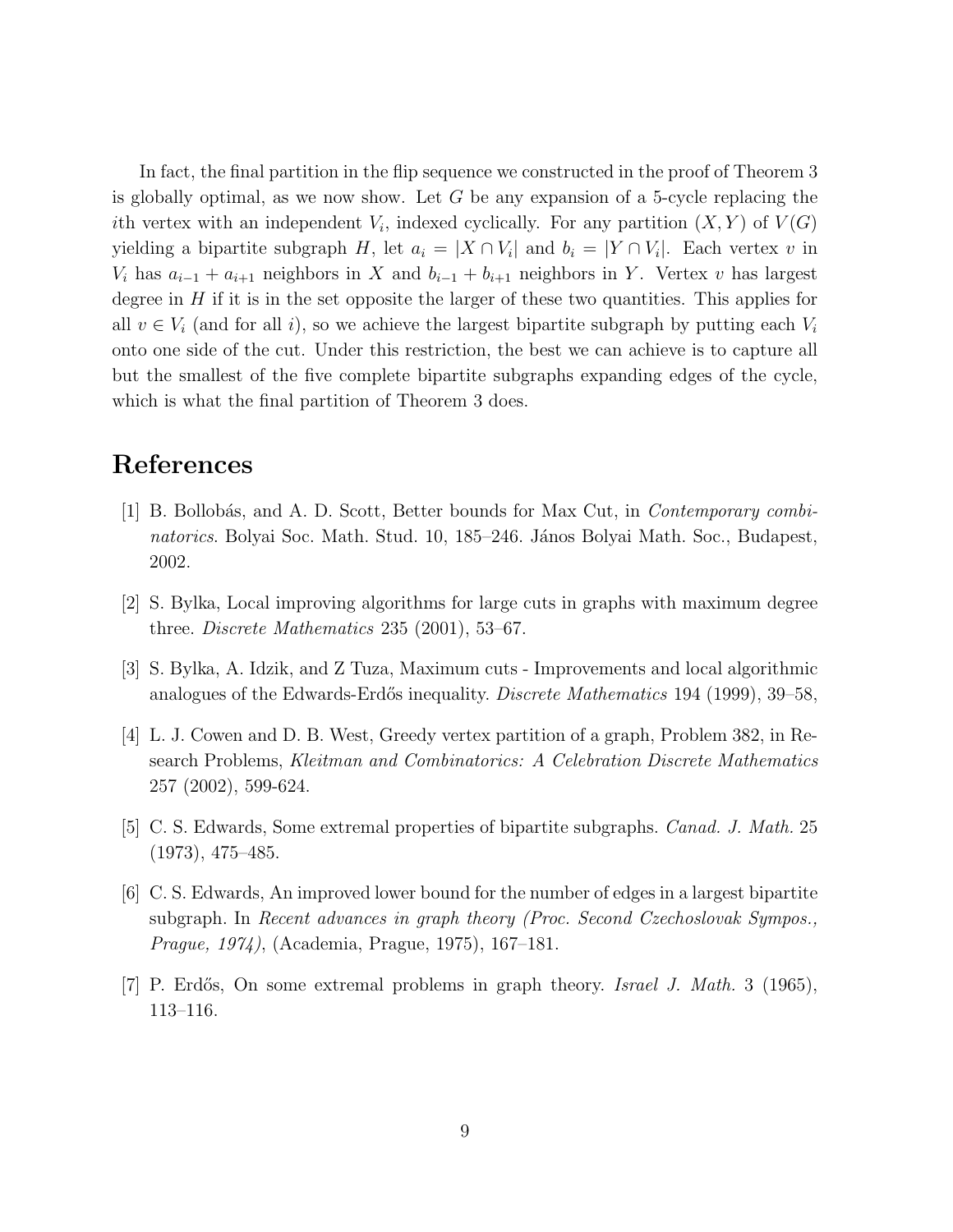In fact, the final partition in the flip sequence we constructed in the proof of Theorem 3 is globally optimal, as we now show. Let $G$ be any expansion of a 5-cycle replacing the $i$th vertex with an independent $V_i$, indexed cyclically. For any partition $(X, Y)$ of $V(G)$ yielding a bipartite subgraph $H$, let $a_i = |X \cap V_i|$ and $b_i = |Y \cap V_i|$. Each vertex $v$ in $V_i$ has $a_{i-1} + a_{i+1}$ neighbors in $X$ and $b_{i-1} + b_{i+1}$ neighbors in $Y$. Vertex $v$ has largest degree in $H$ if it is in the set opposite the larger of these two quantities. This applies for all $v \in V_i$ (and for all $i$), so we achieve the largest bipartite subgraph by putting each $V_i$ onto one side of the cut. Under this restriction, the best we can achieve is to capture all but the smallest of the five complete bipartite subgraphs expanding edges of the cycle, which is what the final partition of Theorem 3 does.

# References

[1] B. Bollobás, and A. D. Scott, Better bounds for Max Cut, in *Contemporary combinatorics*. Bolyai Soc. Math. Stud. 10, 185–246. János Bolyai Math. Soc., Budapest, 2002.

[2] S. Bylka, Local improving algorithms for large cuts in graphs with maximum degree three. *Discrete Mathematics* 235 (2001), 53–67.

[3] S. Bylka, A. Idzik, and Z Tuza, Maximum cuts - Improvements and local algorithmic analogues of the Edwards-Erdős inequality. *Discrete Mathematics* 194 (1999), 39–58,

[4] L. J. Cowen and D. B. West, Greedy vertex partition of a graph, Problem 382, in Research Problems, *Kleitman and Combinatorics: A Celebration Discrete Mathematics* 257 (2002), 599-624.

[5] C. S. Edwards, Some extremal properties of bipartite subgraphs. *Canad. J. Math.* 25 (1973), 475–485.

[6] C. S. Edwards, An improved lower bound for the number of edges in a largest bipartite subgraph. In *Recent advances in graph theory (Proc. Second Czechoslovak Sympos., Prague, 1974)*, (Academia, Prague, 1975), 167–181.

[7] P. Erdős, On some extremal problems in graph theory. *Israel J. Math.* 3 (1965), 113–116.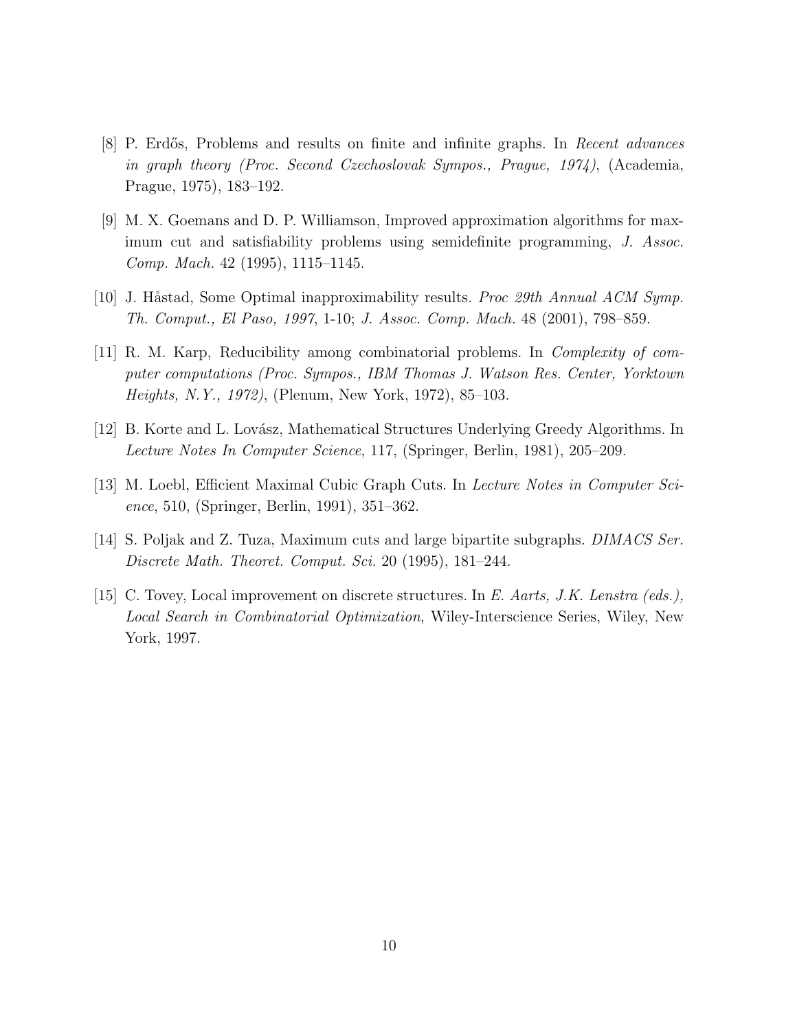[8] P. Erdős, Problems and results on finite and infinite graphs. In *Recent advances in graph theory (Proc. Second Czechoslovak Sympos., Prague, 1974)*, (Academia, Prague, 1975), 183–192.

[9] M. X. Goemans and D. P. Williamson, Improved approximation algorithms for maximum cut and satisfiability problems using semidefinite programming, *J. Assoc. Comp. Mach.* 42 (1995), 1115–1145.

[10] J. Håstad, Some Optimal inapproximability results. *Proc 29th Annual ACM Symp. Th. Comput., El Paso, 1997*, 1-10; *J. Assoc. Comp. Mach.* 48 (2001), 798–859.

[11] R. M. Karp, Reducibility among combinatorial problems. In *Complexity of computer computations (Proc. Sympos., IBM Thomas J. Watson Res. Center, Yorktown Heights, N.Y., 1972)*, (Plenum, New York, 1972), 85–103.

[12] B. Korte and L. Lovász, Mathematical Structures Underlying Greedy Algorithms. In *Lecture Notes In Computer Science*, 117, (Springer, Berlin, 1981), 205–209.

[13] M. Loebl, Efficient Maximal Cubic Graph Cuts. In *Lecture Notes in Computer Science*, 510, (Springer, Berlin, 1991), 351–362.

[14] S. Poljak and Z. Tuza, Maximum cuts and large bipartite subgraphs. *DIMACS Ser. Discrete Math. Theoret. Comput. Sci.* 20 (1995), 181–244.

[15] C. Tovey, Local improvement on discrete structures. In *E. Aarts, J.K. Lenstra (eds.), Local Search in Combinatorial Optimization*, Wiley-Interscience Series, Wiley, New York, 1997.